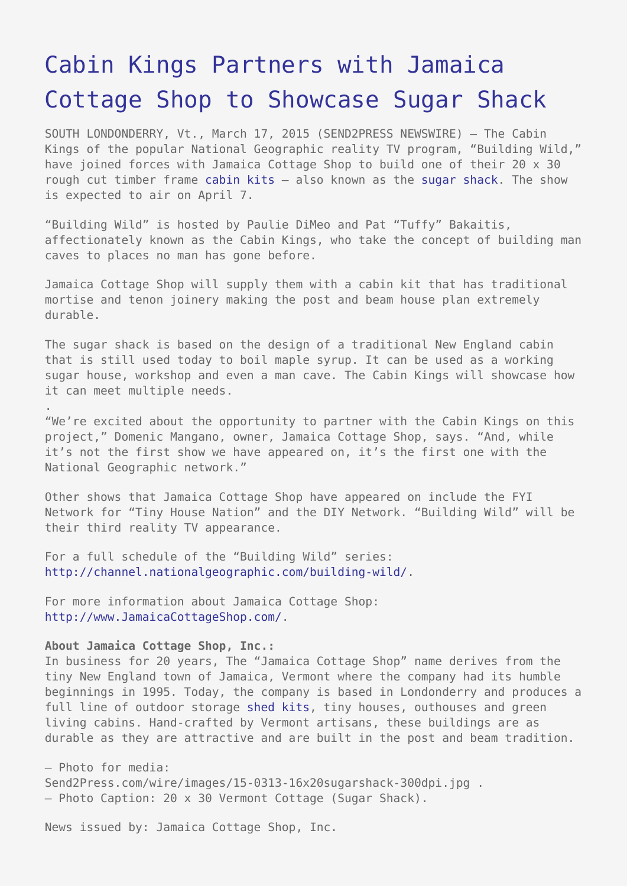# Cabin Kings Partners with Jamaica Cottage Shop to Showcase Sugar Shack

SOUTH LONDONDERRY, Vt., March 17, 2015 (SEND2PRESS NEWSWIRE) — The Cabin Kings of the popular National Geographic reality TV program, "Building Wild," have joined forces with Jamaica Cottage Shop to build one of their 20 x 30 rough cut timber frame cabin kits – also known as the sugar shack. The show is expected to air on April 7.

"Building Wild" is hosted by Paulie DiMeo and Pat "Tuffy" Bakaitis, affectionately known as the Cabin Kings, who take the concept of building man caves to places no man has gone before.

Jamaica Cottage Shop will supply them with a cabin kit that has traditional mortise and tenon joinery making the post and beam house plan extremely durable.

The sugar shack is based on the design of a traditional New England cabin that is still used today to boil maple syrup. It can be used as a working sugar house, workshop and even a man cave. The Cabin Kings will showcase how it can meet multiple needs.
.
"We're excited about the opportunity to partner with the Cabin Kings on this project," Domenic Mangano, owner, Jamaica Cottage Shop, says. "And, while it's not the first show we have appeared on, it's the first one with the National Geographic network."

Other shows that Jamaica Cottage Shop have appeared on include the FYI Network for "Tiny House Nation" and the DIY Network. "Building Wild" will be their third reality TV appearance.

For a full schedule of the "Building Wild" series: http://channel.nationalgeographic.com/building-wild/.

For more information about Jamaica Cottage Shop: http://www.JamaicaCottageShop.com/.

**About Jamaica Cottage Shop, Inc.:**
In business for 20 years, The "Jamaica Cottage Shop" name derives from the tiny New England town of Jamaica, Vermont where the company had its humble beginnings in 1995. Today, the company is based in Londonderry and produces a full line of outdoor storage shed kits, tiny houses, outhouses and green living cabins. Hand-crafted by Vermont artisans, these buildings are as durable as they are attractive and are built in the post and beam tradition.

– Photo for media: Send2Press.com/wire/images/15-0313-16x20sugarshack-300dpi.jpg .
– Photo Caption: 20 x 30 Vermont Cottage (Sugar Shack).

News issued by: Jamaica Cottage Shop, Inc.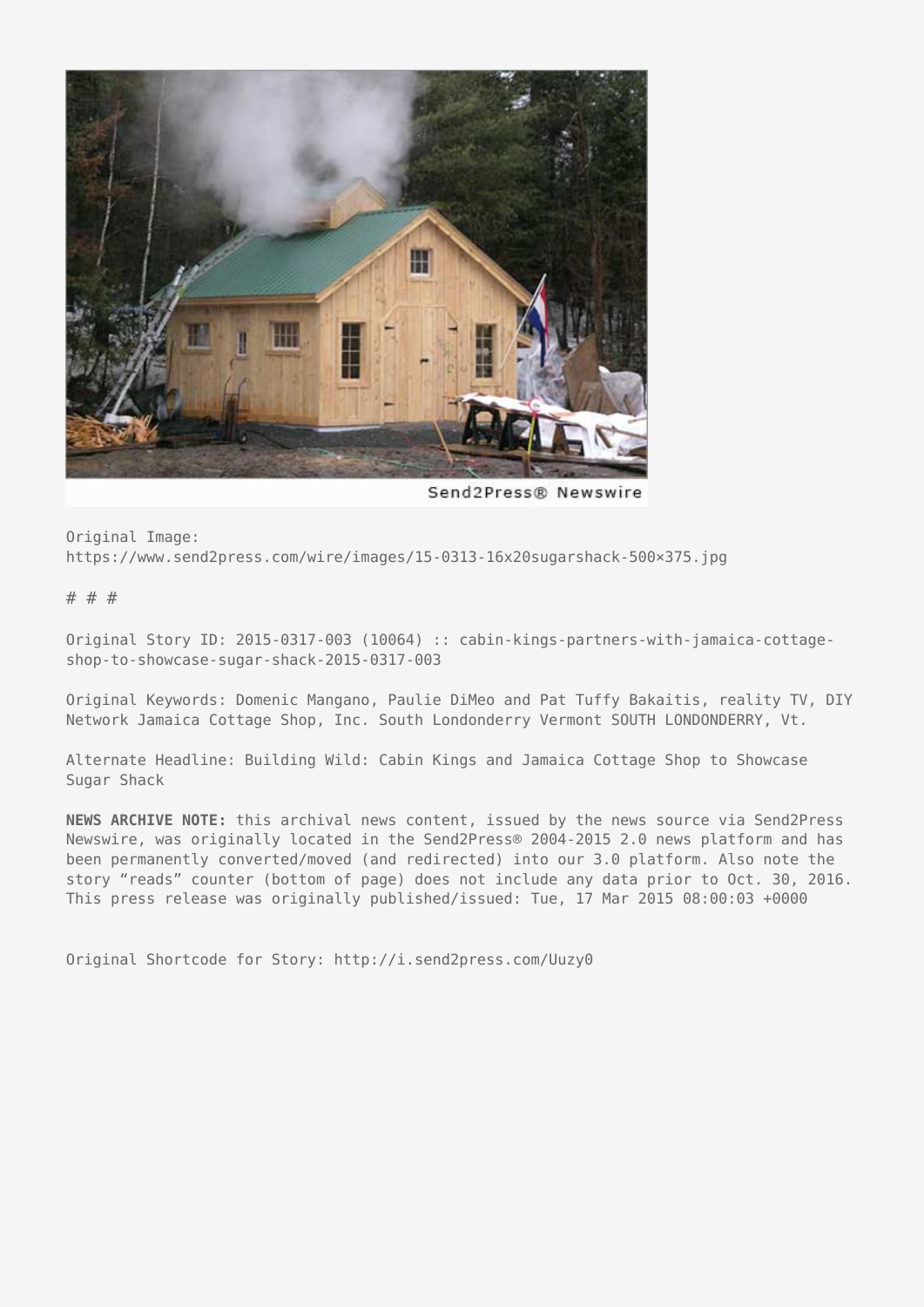Original Image:
https://www.send2press.com/wire/images/15-0313-16x20sugarshack-500×375.jpg

# # #

Original Story ID: 2015-0317-003 (10064) :: cabin-kings-partners-with-jamaica-cottage-shop-to-showcase-sugar-shack-2015-0317-003

Original Keywords: Domenic Mangano, Paulie DiMeo and Pat Tuffy Bakaitis, reality TV, DIY Network Jamaica Cottage Shop, Inc. South Londonderry Vermont SOUTH LONDONDERRY, Vt.

Alternate Headline: Building Wild: Cabin Kings and Jamaica Cottage Shop to Showcase Sugar Shack

**NEWS ARCHIVE NOTE:** this archival news content, issued by the news source via Send2Press Newswire, was originally located in the Send2Press® 2004-2015 2.0 news platform and has been permanently converted/moved (and redirected) into our 3.0 platform. Also note the story "reads" counter (bottom of page) does not include any data prior to Oct. 30, 2016. This press release was originally published/issued: Tue, 17 Mar 2015 08:00:03 +0000

Original Shortcode for Story: http://i.send2press.com/Uuzy0